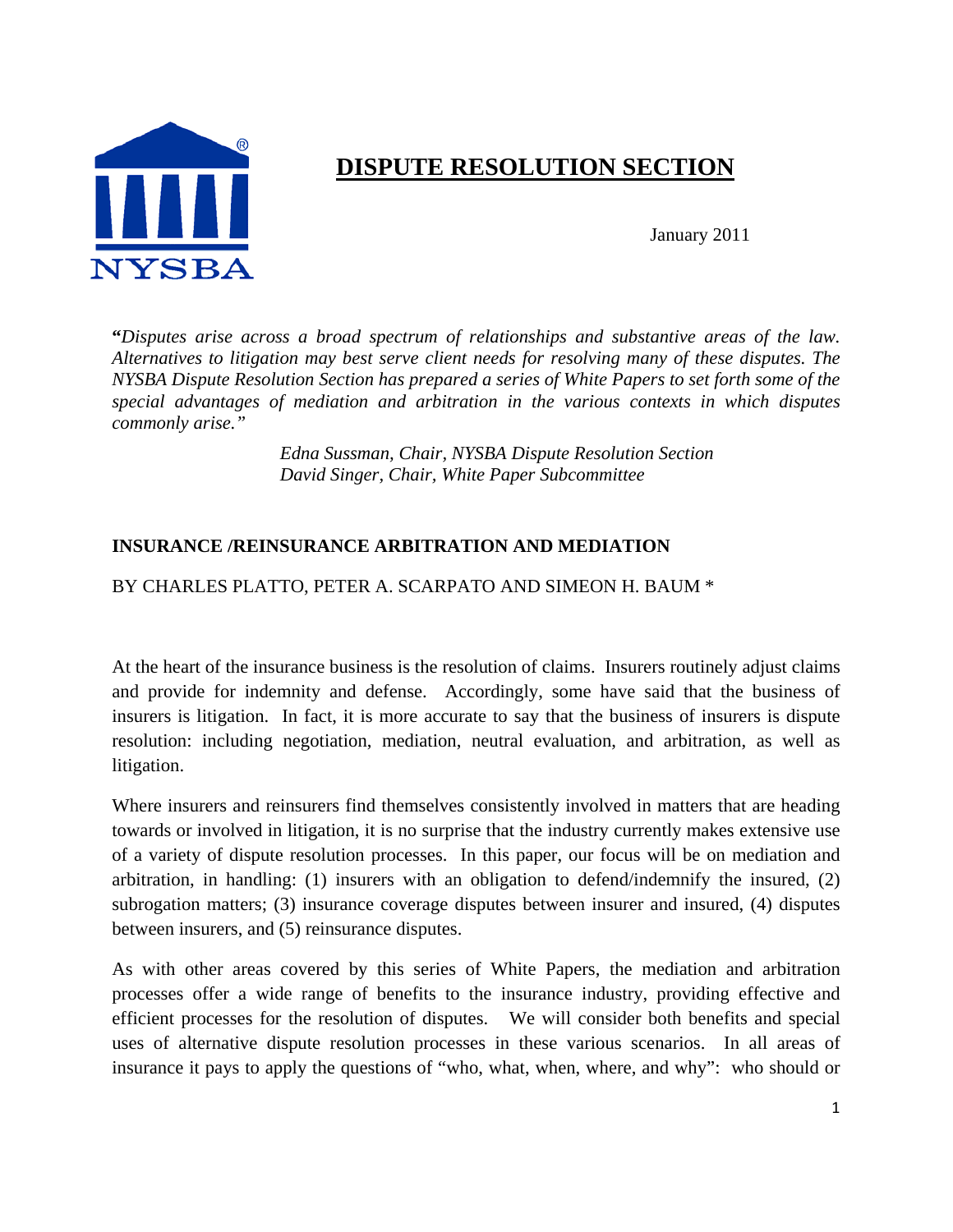# DISPUTE RESOLUTION SECTION

January 2011

*"Disputes arise across a broad spectrum of relationships and substantive areas of the law. Alternatives to litigation may best serve client needs for resolving many of these disputes. The NYSBA Dispute Resolution Section has prepared a series of White Papers to set forth some of the special advantages of mediation and arbitration in the various contexts in which disputes commonly arise."*

*Edna Sussman, Chair, NYSBA Dispute Resolution Section*
*David Singer, Chair, White Paper Subcommittee*

## INSURANCE /REINSURANCE ARBITRATION AND MEDIATION

BY CHARLES PLATTO, PETER A. SCARPATO AND SIMEON H. BAUM *

At the heart of the insurance business is the resolution of claims. Insurers routinely adjust claims and provide for indemnity and defense. Accordingly, some have said that the business of insurers is litigation. In fact, it is more accurate to say that the business of insurers is dispute resolution: including negotiation, mediation, neutral evaluation, and arbitration, as well as litigation.

Where insurers and reinsurers find themselves consistently involved in matters that are heading towards or involved in litigation, it is no surprise that the industry currently makes extensive use of a variety of dispute resolution processes. In this paper, our focus will be on mediation and arbitration, in handling: (1) insurers with an obligation to defend/indemnify the insured, (2) subrogation matters; (3) insurance coverage disputes between insurer and insured, (4) disputes between insurers, and (5) reinsurance disputes.

As with other areas covered by this series of White Papers, the mediation and arbitration processes offer a wide range of benefits to the insurance industry, providing effective and efficient processes for the resolution of disputes. We will consider both benefits and special uses of alternative dispute resolution processes in these various scenarios. In all areas of insurance it pays to apply the questions of "who, what, when, where, and why": who should or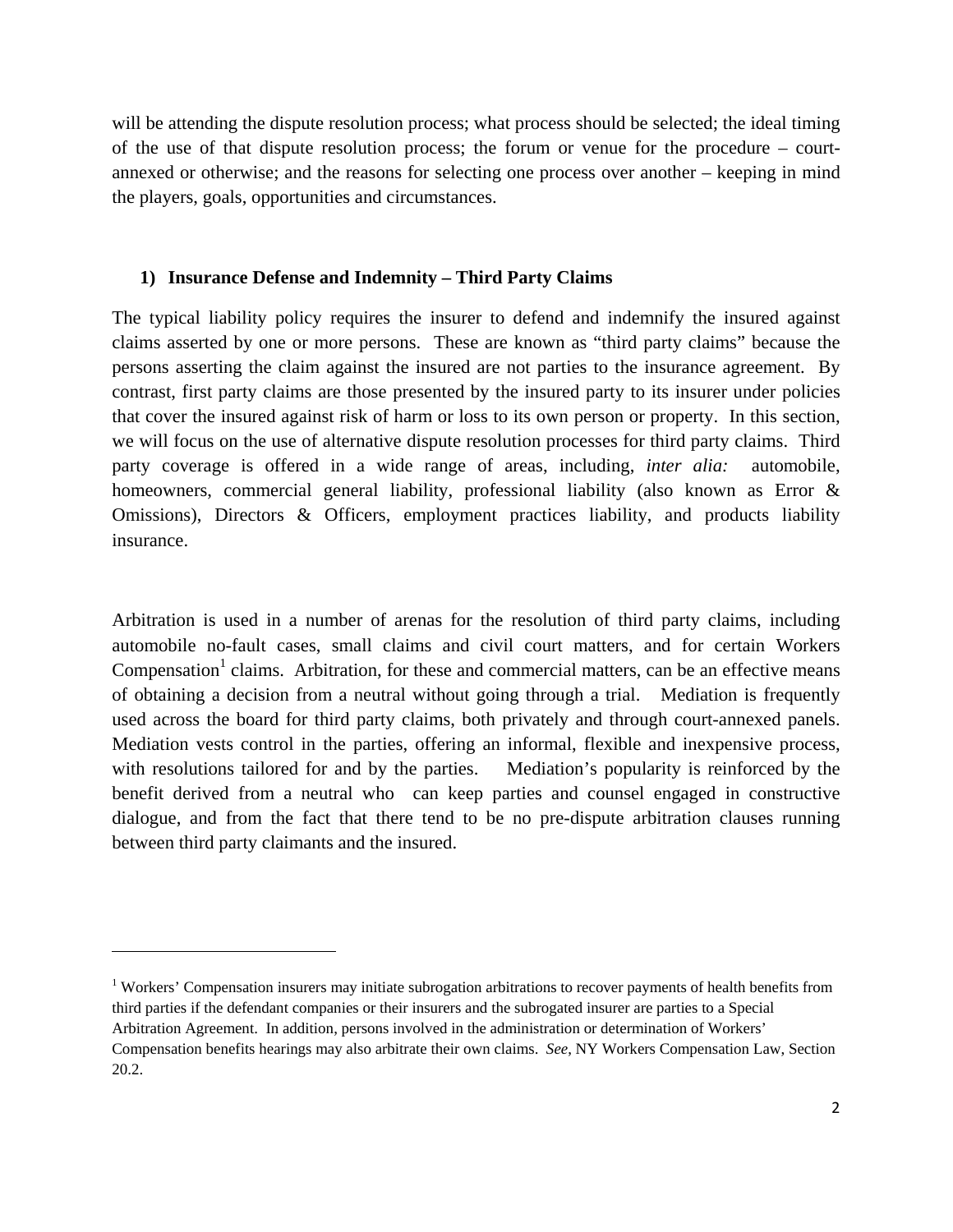will be attending the dispute resolution process; what process should be selected; the ideal timing of the use of that dispute resolution process; the forum or venue for the procedure – court-annexed or otherwise; and the reasons for selecting one process over another – keeping in mind the players, goals, opportunities and circumstances.

## 1) Insurance Defense and Indemnity – Third Party Claims

The typical liability policy requires the insurer to defend and indemnify the insured against claims asserted by one or more persons. These are known as "third party claims" because the persons asserting the claim against the insured are not parties to the insurance agreement. By contrast, first party claims are those presented by the insured party to its insurer under policies that cover the insured against risk of harm or loss to its own person or property. In this section, we will focus on the use of alternative dispute resolution processes for third party claims. Third party coverage is offered in a wide range of areas, including, *inter alia:* automobile, homeowners, commercial general liability, professional liability (also known as Error & Omissions), Directors & Officers, employment practices liability, and products liability insurance.

Arbitration is used in a number of arenas for the resolution of third party claims, including automobile no-fault cases, small claims and civil court matters, and for certain Workers Compensation[1] claims. Arbitration, for these and commercial matters, can be an effective means of obtaining a decision from a neutral without going through a trial. Mediation is frequently used across the board for third party claims, both privately and through court-annexed panels. Mediation vests control in the parties, offering an informal, flexible and inexpensive process, with resolutions tailored for and by the parties. Mediation's popularity is reinforced by the benefit derived from a neutral who can keep parties and counsel engaged in constructive dialogue, and from the fact that there tend to be no pre-dispute arbitration clauses running between third party claimants and the insured.

---

[1] Workers' Compensation insurers may initiate subrogation arbitrations to recover payments of health benefits from third parties if the defendant companies or their insurers and the subrogated insurer are parties to a Special Arbitration Agreement. In addition, persons involved in the administration or determination of Workers' Compensation benefits hearings may also arbitrate their own claims. *See*, NY Workers Compensation Law, Section 20.2.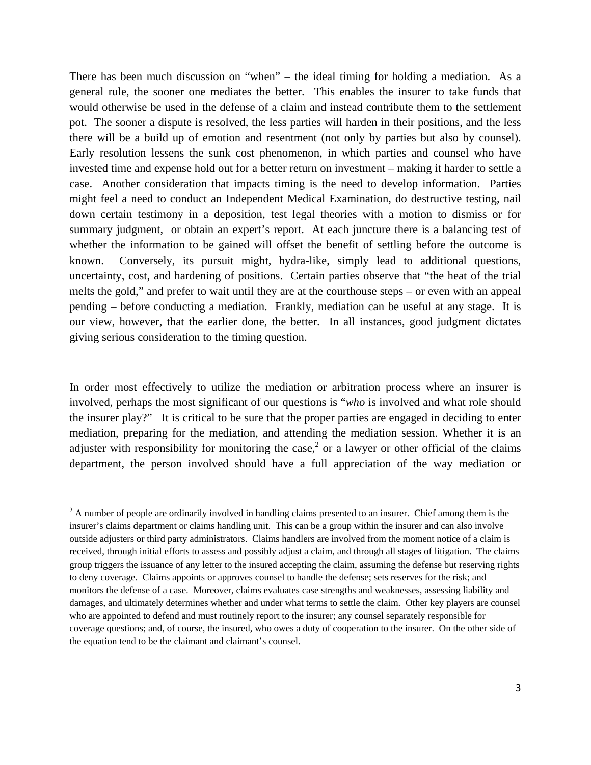There has been much discussion on "when" – the ideal timing for holding a mediation. As a general rule, the sooner one mediates the better. This enables the insurer to take funds that would otherwise be used in the defense of a claim and instead contribute them to the settlement pot. The sooner a dispute is resolved, the less parties will harden in their positions, and the less there will be a build up of emotion and resentment (not only by parties but also by counsel). Early resolution lessens the sunk cost phenomenon, in which parties and counsel who have invested time and expense hold out for a better return on investment – making it harder to settle a case. Another consideration that impacts timing is the need to develop information. Parties might feel a need to conduct an Independent Medical Examination, do destructive testing, nail down certain testimony in a deposition, test legal theories with a motion to dismiss or for summary judgment, or obtain an expert's report. At each juncture there is a balancing test of whether the information to be gained will offset the benefit of settling before the outcome is known. Conversely, its pursuit might, hydra-like, simply lead to additional questions, uncertainty, cost, and hardening of positions. Certain parties observe that "the heat of the trial melts the gold," and prefer to wait until they are at the courthouse steps – or even with an appeal pending – before conducting a mediation. Frankly, mediation can be useful at any stage. It is our view, however, that the earlier done, the better. In all instances, good judgment dictates giving serious consideration to the timing question.

In order most effectively to utilize the mediation or arbitration process where an insurer is involved, perhaps the most significant of our questions is "*who* is involved and what role should the insurer play?" It is critical to be sure that the proper parties are engaged in deciding to enter mediation, preparing for the mediation, and attending the mediation session. Whether it is an adjuster with responsibility for monitoring the case,[2] or a lawyer or other official of the claims department, the person involved should have a full appreciation of the way mediation or

---

[2] A number of people are ordinarily involved in handling claims presented to an insurer. Chief among them is the insurer's claims department or claims handling unit. This can be a group within the insurer and can also involve outside adjusters or third party administrators. Claims handlers are involved from the moment notice of a claim is received, through initial efforts to assess and possibly adjust a claim, and through all stages of litigation. The claims group triggers the issuance of any letter to the insured accepting the claim, assuming the defense but reserving rights to deny coverage. Claims appoints or approves counsel to handle the defense; sets reserves for the risk; and monitors the defense of a case. Moreover, claims evaluates case strengths and weaknesses, assessing liability and damages, and ultimately determines whether and under what terms to settle the claim. Other key players are counsel who are appointed to defend and must routinely report to the insurer; any counsel separately responsible for coverage questions; and, of course, the insured, who owes a duty of cooperation to the insurer. On the other side of the equation tend to be the claimant and claimant's counsel.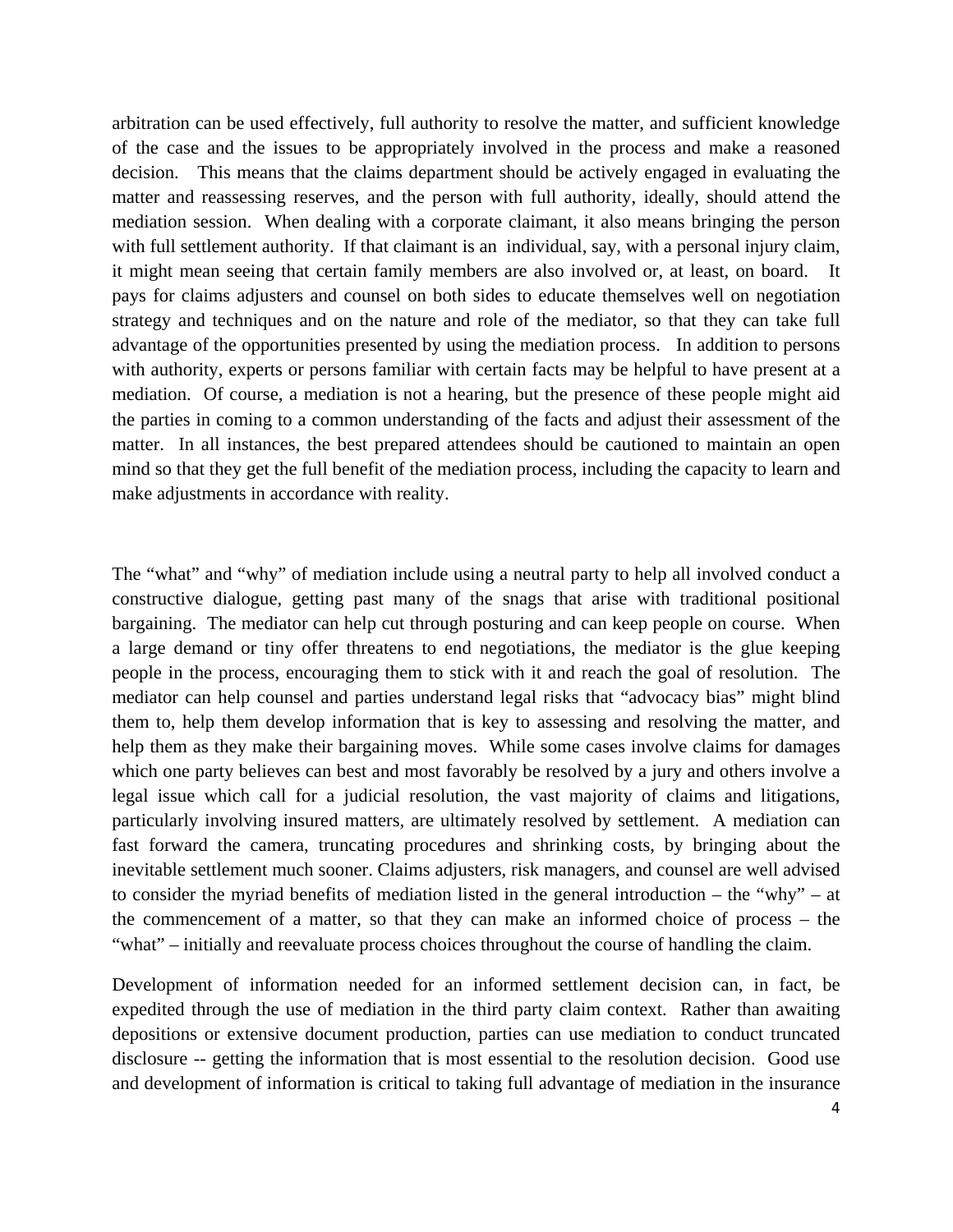arbitration can be used effectively, full authority to resolve the matter, and sufficient knowledge of the case and the issues to be appropriately involved in the process and make a reasoned decision. This means that the claims department should be actively engaged in evaluating the matter and reassessing reserves, and the person with full authority, ideally, should attend the mediation session. When dealing with a corporate claimant, it also means bringing the person with full settlement authority. If that claimant is an individual, say, with a personal injury claim, it might mean seeing that certain family members are also involved or, at least, on board. It pays for claims adjusters and counsel on both sides to educate themselves well on negotiation strategy and techniques and on the nature and role of the mediator, so that they can take full advantage of the opportunities presented by using the mediation process. In addition to persons with authority, experts or persons familiar with certain facts may be helpful to have present at a mediation. Of course, a mediation is not a hearing, but the presence of these people might aid the parties in coming to a common understanding of the facts and adjust their assessment of the matter. In all instances, the best prepared attendees should be cautioned to maintain an open mind so that they get the full benefit of the mediation process, including the capacity to learn and make adjustments in accordance with reality.

The "what" and "why" of mediation include using a neutral party to help all involved conduct a constructive dialogue, getting past many of the snags that arise with traditional positional bargaining. The mediator can help cut through posturing and can keep people on course. When a large demand or tiny offer threatens to end negotiations, the mediator is the glue keeping people in the process, encouraging them to stick with it and reach the goal of resolution. The mediator can help counsel and parties understand legal risks that "advocacy bias" might blind them to, help them develop information that is key to assessing and resolving the matter, and help them as they make their bargaining moves. While some cases involve claims for damages which one party believes can best and most favorably be resolved by a jury and others involve a legal issue which call for a judicial resolution, the vast majority of claims and litigations, particularly involving insured matters, are ultimately resolved by settlement. A mediation can fast forward the camera, truncating procedures and shrinking costs, by bringing about the inevitable settlement much sooner. Claims adjusters, risk managers, and counsel are well advised to consider the myriad benefits of mediation listed in the general introduction – the "why" – at the commencement of a matter, so that they can make an informed choice of process – the "what" – initially and reevaluate process choices throughout the course of handling the claim.

Development of information needed for an informed settlement decision can, in fact, be expedited through the use of mediation in the third party claim context. Rather than awaiting depositions or extensive document production, parties can use mediation to conduct truncated disclosure -- getting the information that is most essential to the resolution decision. Good use and development of information is critical to taking full advantage of mediation in the insurance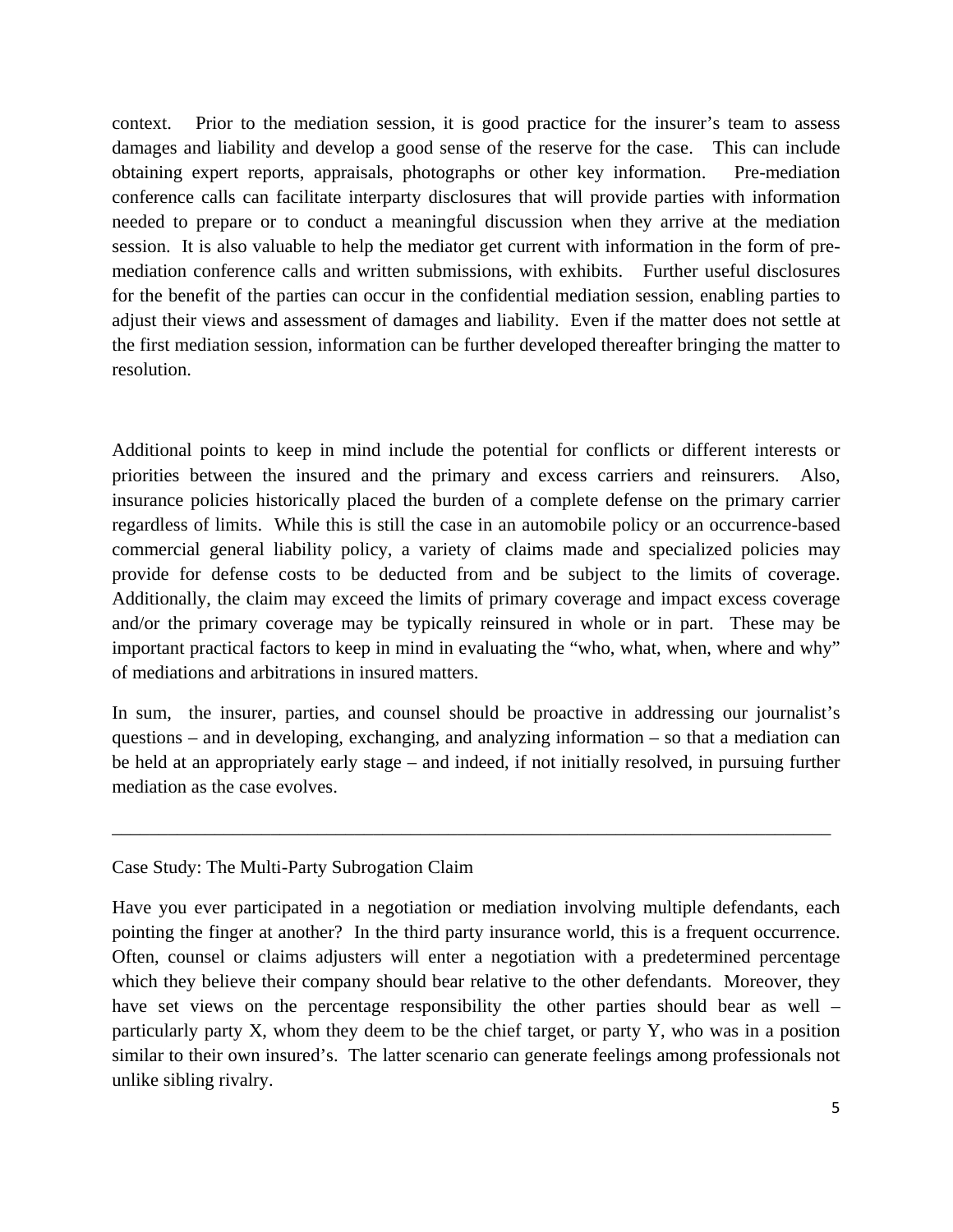context. Prior to the mediation session, it is good practice for the insurer's team to assess damages and liability and develop a good sense of the reserve for the case. This can include obtaining expert reports, appraisals, photographs or other key information. Pre-mediation conference calls can facilitate interparty disclosures that will provide parties with information needed to prepare or to conduct a meaningful discussion when they arrive at the mediation session. It is also valuable to help the mediator get current with information in the form of pre-mediation conference calls and written submissions, with exhibits. Further useful disclosures for the benefit of the parties can occur in the confidential mediation session, enabling parties to adjust their views and assessment of damages and liability. Even if the matter does not settle at the first mediation session, information can be further developed thereafter bringing the matter to resolution.

Additional points to keep in mind include the potential for conflicts or different interests or priorities between the insured and the primary and excess carriers and reinsurers. Also, insurance policies historically placed the burden of a complete defense on the primary carrier regardless of limits. While this is still the case in an automobile policy or an occurrence-based commercial general liability policy, a variety of claims made and specialized policies may provide for defense costs to be deducted from and be subject to the limits of coverage. Additionally, the claim may exceed the limits of primary coverage and impact excess coverage and/or the primary coverage may be typically reinsured in whole or in part. These may be important practical factors to keep in mind in evaluating the "who, what, when, where and why" of mediations and arbitrations in insured matters.

In sum, the insurer, parties, and counsel should be proactive in addressing our journalist's questions – and in developing, exchanging, and analyzing information – so that a mediation can be held at an appropriately early stage – and indeed, if not initially resolved, in pursuing further mediation as the case evolves.

---

Case Study: The Multi-Party Subrogation Claim

Have you ever participated in a negotiation or mediation involving multiple defendants, each pointing the finger at another? In the third party insurance world, this is a frequent occurrence. Often, counsel or claims adjusters will enter a negotiation with a predetermined percentage which they believe their company should bear relative to the other defendants. Moreover, they have set views on the percentage responsibility the other parties should bear as well – particularly party X, whom they deem to be the chief target, or party Y, who was in a position similar to their own insured's. The latter scenario can generate feelings among professionals not unlike sibling rivalry.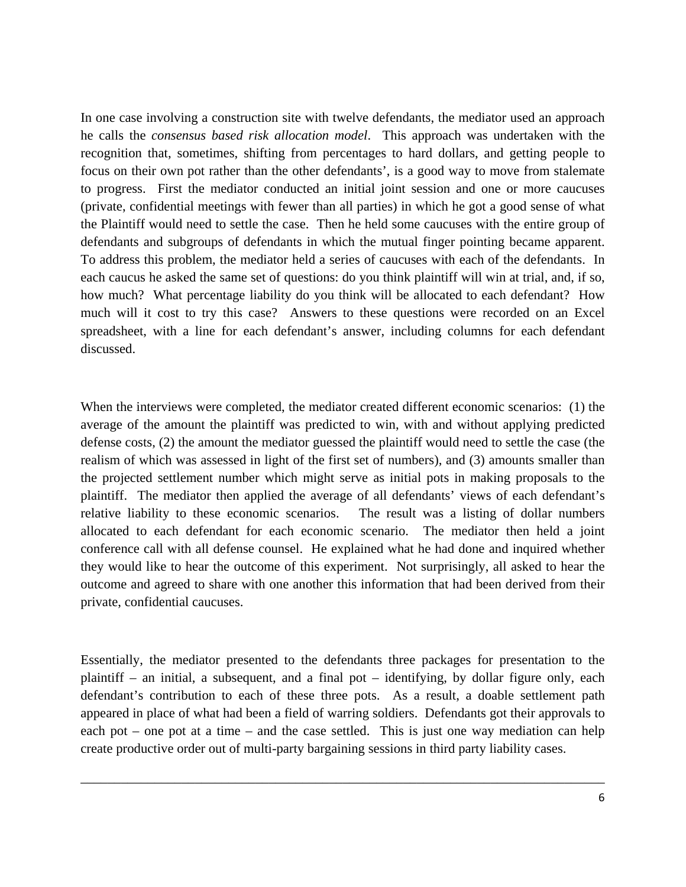In one case involving a construction site with twelve defendants, the mediator used an approach he calls the *consensus based risk allocation model*. This approach was undertaken with the recognition that, sometimes, shifting from percentages to hard dollars, and getting people to focus on their own pot rather than the other defendants', is a good way to move from stalemate to progress. First the mediator conducted an initial joint session and one or more caucuses (private, confidential meetings with fewer than all parties) in which he got a good sense of what the Plaintiff would need to settle the case. Then he held some caucuses with the entire group of defendants and subgroups of defendants in which the mutual finger pointing became apparent. To address this problem, the mediator held a series of caucuses with each of the defendants. In each caucus he asked the same set of questions: do you think plaintiff will win at trial, and, if so, how much? What percentage liability do you think will be allocated to each defendant? How much will it cost to try this case? Answers to these questions were recorded on an Excel spreadsheet, with a line for each defendant's answer, including columns for each defendant discussed.

When the interviews were completed, the mediator created different economic scenarios: (1) the average of the amount the plaintiff was predicted to win, with and without applying predicted defense costs, (2) the amount the mediator guessed the plaintiff would need to settle the case (the realism of which was assessed in light of the first set of numbers), and (3) amounts smaller than the projected settlement number which might serve as initial pots in making proposals to the plaintiff. The mediator then applied the average of all defendants' views of each defendant's relative liability to these economic scenarios. The result was a listing of dollar numbers allocated to each defendant for each economic scenario. The mediator then held a joint conference call with all defense counsel. He explained what he had done and inquired whether they would like to hear the outcome of this experiment. Not surprisingly, all asked to hear the outcome and agreed to share with one another this information that had been derived from their private, confidential caucuses.

Essentially, the mediator presented to the defendants three packages for presentation to the plaintiff – an initial, a subsequent, and a final pot – identifying, by dollar figure only, each defendant's contribution to each of these three pots. As a result, a doable settlement path appeared in place of what had been a field of warring soldiers. Defendants got their approvals to each pot – one pot at a time – and the case settled. This is just one way mediation can help create productive order out of multi-party bargaining sessions in third party liability cases.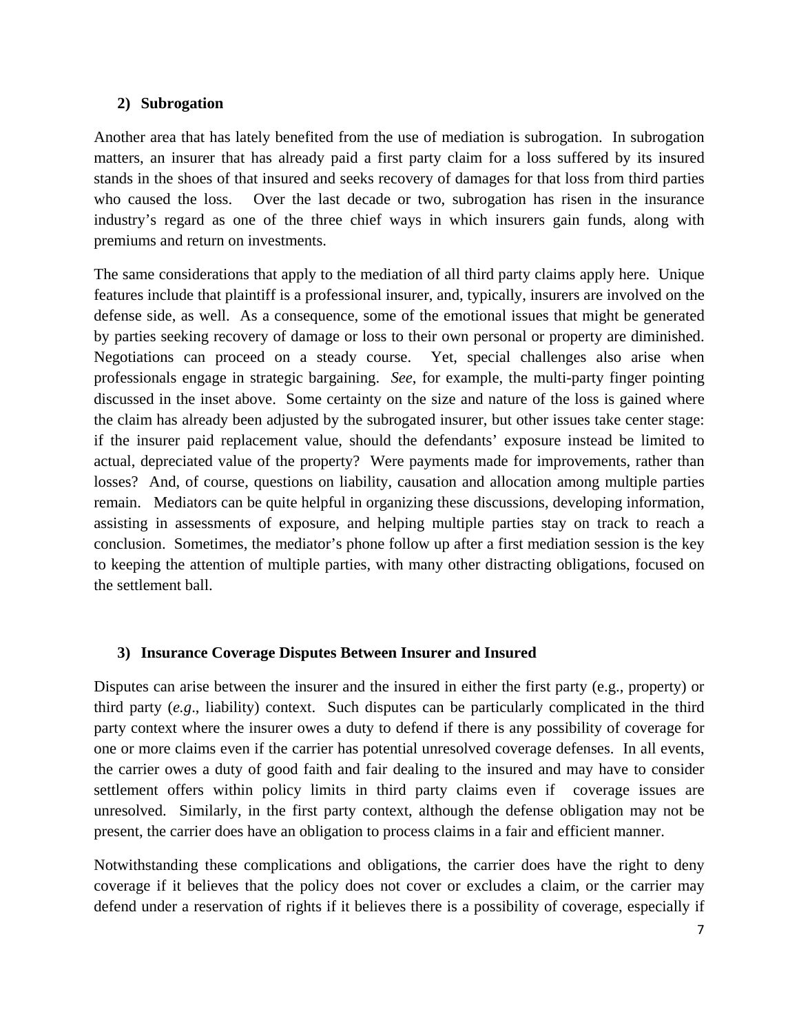### 2) Subrogation

Another area that has lately benefited from the use of mediation is subrogation. In subrogation matters, an insurer that has already paid a first party claim for a loss suffered by its insured stands in the shoes of that insured and seeks recovery of damages for that loss from third parties who caused the loss. Over the last decade or two, subrogation has risen in the insurance industry's regard as one of the three chief ways in which insurers gain funds, along with premiums and return on investments.

The same considerations that apply to the mediation of all third party claims apply here. Unique features include that plaintiff is a professional insurer, and, typically, insurers are involved on the defense side, as well. As a consequence, some of the emotional issues that might be generated by parties seeking recovery of damage or loss to their own personal or property are diminished. Negotiations can proceed on a steady course. Yet, special challenges also arise when professionals engage in strategic bargaining. *See*, for example, the multi-party finger pointing discussed in the inset above. Some certainty on the size and nature of the loss is gained where the claim has already been adjusted by the subrogated insurer, but other issues take center stage: if the insurer paid replacement value, should the defendants' exposure instead be limited to actual, depreciated value of the property? Were payments made for improvements, rather than losses? And, of course, questions on liability, causation and allocation among multiple parties remain. Mediators can be quite helpful in organizing these discussions, developing information, assisting in assessments of exposure, and helping multiple parties stay on track to reach a conclusion. Sometimes, the mediator's phone follow up after a first mediation session is the key to keeping the attention of multiple parties, with many other distracting obligations, focused on the settlement ball.

### 3) Insurance Coverage Disputes Between Insurer and Insured

Disputes can arise between the insurer and the insured in either the first party (e.g., property) or third party (*e.g*., liability) context. Such disputes can be particularly complicated in the third party context where the insurer owes a duty to defend if there is any possibility of coverage for one or more claims even if the carrier has potential unresolved coverage defenses. In all events, the carrier owes a duty of good faith and fair dealing to the insured and may have to consider settlement offers within policy limits in third party claims even if coverage issues are unresolved. Similarly, in the first party context, although the defense obligation may not be present, the carrier does have an obligation to process claims in a fair and efficient manner.

Notwithstanding these complications and obligations, the carrier does have the right to deny coverage if it believes that the policy does not cover or excludes a claim, or the carrier may defend under a reservation of rights if it believes there is a possibility of coverage, especially if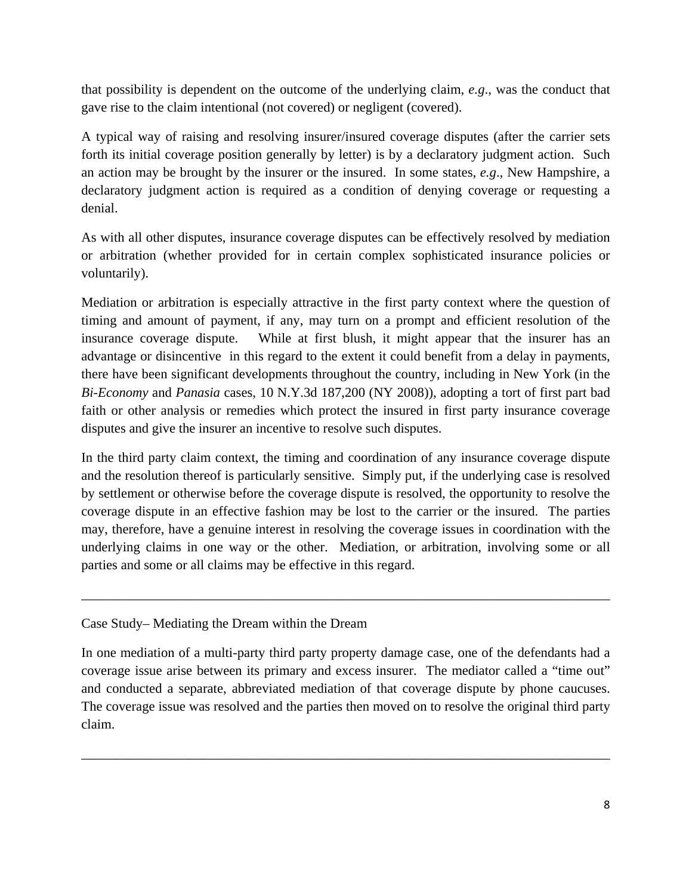that possibility is dependent on the outcome of the underlying claim, *e.g*., was the conduct that gave rise to the claim intentional (not covered) or negligent (covered).

A typical way of raising and resolving insurer/insured coverage disputes (after the carrier sets forth its initial coverage position generally by letter) is by a declaratory judgment action. Such an action may be brought by the insurer or the insured. In some states, *e.g*., New Hampshire, a declaratory judgment action is required as a condition of denying coverage or requesting a denial.

As with all other disputes, insurance coverage disputes can be effectively resolved by mediation or arbitration (whether provided for in certain complex sophisticated insurance policies or voluntarily).

Mediation or arbitration is especially attractive in the first party context where the question of timing and amount of payment, if any, may turn on a prompt and efficient resolution of the insurance coverage dispute. While at first blush, it might appear that the insurer has an advantage or disincentive in this regard to the extent it could benefit from a delay in payments, there have been significant developments throughout the country, including in New York (in the *Bi-Economy* and *Panasia* cases, 10 N.Y.3d 187,200 (NY 2008)), adopting a tort of first part bad faith or other analysis or remedies which protect the insured in first party insurance coverage disputes and give the insurer an incentive to resolve such disputes.

In the third party claim context, the timing and coordination of any insurance coverage dispute and the resolution thereof is particularly sensitive. Simply put, if the underlying case is resolved by settlement or otherwise before the coverage dispute is resolved, the opportunity to resolve the coverage dispute in an effective fashion may be lost to the carrier or the insured. The parties may, therefore, have a genuine interest in resolving the coverage issues in coordination with the underlying claims in one way or the other. Mediation, or arbitration, involving some or all parties and some or all claims may be effective in this regard.

---

Case Study– Mediating the Dream within the Dream

In one mediation of a multi-party third party property damage case, one of the defendants had a coverage issue arise between its primary and excess insurer. The mediator called a "time out" and conducted a separate, abbreviated mediation of that coverage dispute by phone caucuses. The coverage issue was resolved and the parties then moved on to resolve the original third party claim.

---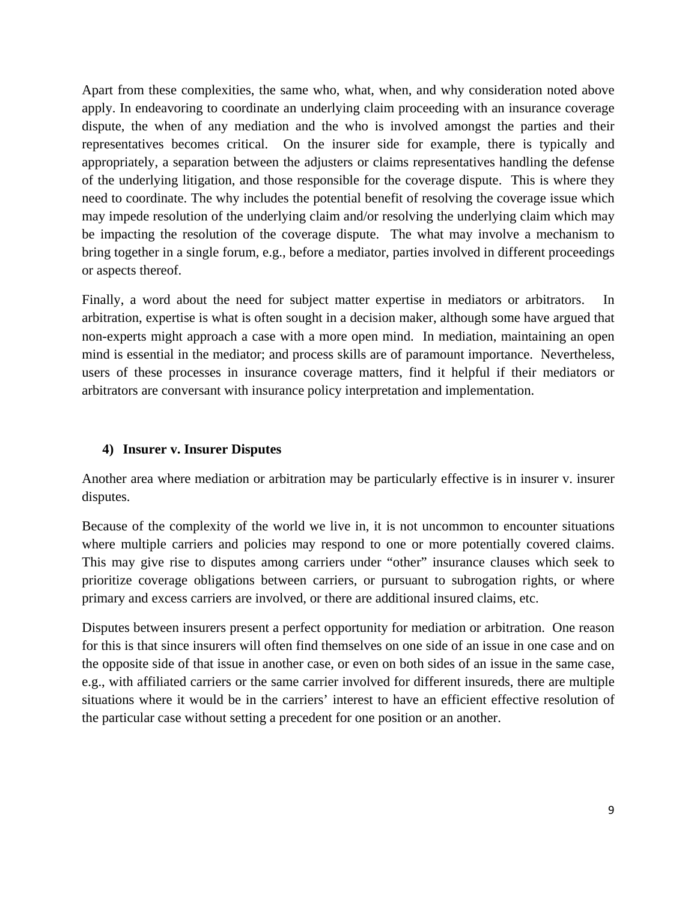Apart from these complexities, the same who, what, when, and why consideration noted above apply. In endeavoring to coordinate an underlying claim proceeding with an insurance coverage dispute, the when of any mediation and the who is involved amongst the parties and their representatives becomes critical. On the insurer side for example, there is typically and appropriately, a separation between the adjusters or claims representatives handling the defense of the underlying litigation, and those responsible for the coverage dispute. This is where they need to coordinate. The why includes the potential benefit of resolving the coverage issue which may impede resolution of the underlying claim and/or resolving the underlying claim which may be impacting the resolution of the coverage dispute. The what may involve a mechanism to bring together in a single forum, e.g., before a mediator, parties involved in different proceedings or aspects thereof.

Finally, a word about the need for subject matter expertise in mediators or arbitrators. In arbitration, expertise is what is often sought in a decision maker, although some have argued that non-experts might approach a case with a more open mind. In mediation, maintaining an open mind is essential in the mediator; and process skills are of paramount importance. Nevertheless, users of these processes in insurance coverage matters, find it helpful if their mediators or arbitrators are conversant with insurance policy interpretation and implementation.

### 4) Insurer v. Insurer Disputes

Another area where mediation or arbitration may be particularly effective is in insurer v. insurer disputes.

Because of the complexity of the world we live in, it is not uncommon to encounter situations where multiple carriers and policies may respond to one or more potentially covered claims. This may give rise to disputes among carriers under "other" insurance clauses which seek to prioritize coverage obligations between carriers, or pursuant to subrogation rights, or where primary and excess carriers are involved, or there are additional insured claims, etc.

Disputes between insurers present a perfect opportunity for mediation or arbitration. One reason for this is that since insurers will often find themselves on one side of an issue in one case and on the opposite side of that issue in another case, or even on both sides of an issue in the same case, e.g., with affiliated carriers or the same carrier involved for different insureds, there are multiple situations where it would be in the carriers' interest to have an efficient effective resolution of the particular case without setting a precedent for one position or an another.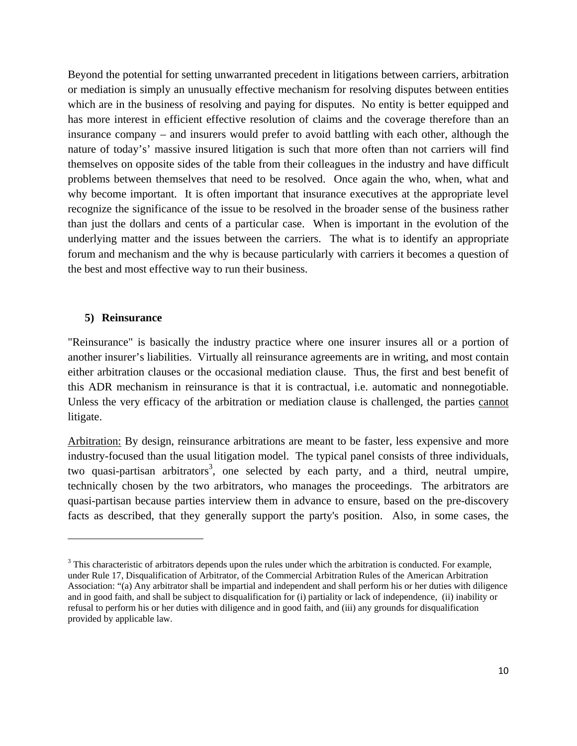Beyond the potential for setting unwarranted precedent in litigations between carriers, arbitration or mediation is simply an unusually effective mechanism for resolving disputes between entities which are in the business of resolving and paying for disputes. No entity is better equipped and has more interest in efficient effective resolution of claims and the coverage therefore than an insurance company – and insurers would prefer to avoid battling with each other, although the nature of today's' massive insured litigation is such that more often than not carriers will find themselves on opposite sides of the table from their colleagues in the industry and have difficult problems between themselves that need to be resolved. Once again the who, when, what and why become important. It is often important that insurance executives at the appropriate level recognize the significance of the issue to be resolved in the broader sense of the business rather than just the dollars and cents of a particular case. When is important in the evolution of the underlying matter and the issues between the carriers. The what is to identify an appropriate forum and mechanism and the why is because particularly with carriers it becomes a question of the best and most effective way to run their business.

### 5) Reinsurance

"Reinsurance" is basically the industry practice where one insurer insures all or a portion of another insurer's liabilities. Virtually all reinsurance agreements are in writing, and most contain either arbitration clauses or the occasional mediation clause. Thus, the first and best benefit of this ADR mechanism in reinsurance is that it is contractual, i.e. automatic and nonnegotiable. Unless the very efficacy of the arbitration or mediation clause is challenged, the parties <u>cannot</u> litigate.

<u>Arbitration:</u> By design, reinsurance arbitrations are meant to be faster, less expensive and more industry-focused than the usual litigation model. The typical panel consists of three individuals, two quasi-partisan arbitrators[3], one selected by each party, and a third, neutral umpire, technically chosen by the two arbitrators, who manages the proceedings. The arbitrators are quasi-partisan because parties interview them in advance to ensure, based on the pre-discovery facts as described, that they generally support the party's position. Also, in some cases, the

---

[3] This characteristic of arbitrators depends upon the rules under which the arbitration is conducted. For example, under Rule 17, Disqualification of Arbitrator, of the Commercial Arbitration Rules of the American Arbitration Association: "(a) Any arbitrator shall be impartial and independent and shall perform his or her duties with diligence and in good faith, and shall be subject to disqualification for (i) partiality or lack of independence, (ii) inability or refusal to perform his or her duties with diligence and in good faith, and (iii) any grounds for disqualification provided by applicable law.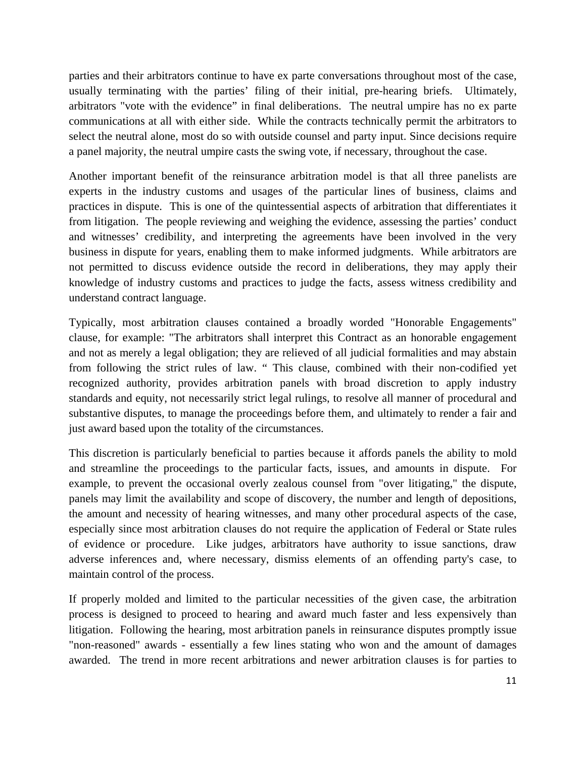parties and their arbitrators continue to have ex parte conversations throughout most of the case, usually terminating with the parties' filing of their initial, pre-hearing briefs. Ultimately, arbitrators "vote with the evidence" in final deliberations. The neutral umpire has no ex parte communications at all with either side. While the contracts technically permit the arbitrators to select the neutral alone, most do so with outside counsel and party input. Since decisions require a panel majority, the neutral umpire casts the swing vote, if necessary, throughout the case.

Another important benefit of the reinsurance arbitration model is that all three panelists are experts in the industry customs and usages of the particular lines of business, claims and practices in dispute. This is one of the quintessential aspects of arbitration that differentiates it from litigation. The people reviewing and weighing the evidence, assessing the parties' conduct and witnesses' credibility, and interpreting the agreements have been involved in the very business in dispute for years, enabling them to make informed judgments. While arbitrators are not permitted to discuss evidence outside the record in deliberations, they may apply their knowledge of industry customs and practices to judge the facts, assess witness credibility and understand contract language.

Typically, most arbitration clauses contained a broadly worded "Honorable Engagements" clause, for example: "The arbitrators shall interpret this Contract as an honorable engagement and not as merely a legal obligation; they are relieved of all judicial formalities and may abstain from following the strict rules of law. " This clause, combined with their non-codified yet recognized authority, provides arbitration panels with broad discretion to apply industry standards and equity, not necessarily strict legal rulings, to resolve all manner of procedural and substantive disputes, to manage the proceedings before them, and ultimately to render a fair and just award based upon the totality of the circumstances.

This discretion is particularly beneficial to parties because it affords panels the ability to mold and streamline the proceedings to the particular facts, issues, and amounts in dispute. For example, to prevent the occasional overly zealous counsel from "over litigating," the dispute, panels may limit the availability and scope of discovery, the number and length of depositions, the amount and necessity of hearing witnesses, and many other procedural aspects of the case, especially since most arbitration clauses do not require the application of Federal or State rules of evidence or procedure. Like judges, arbitrators have authority to issue sanctions, draw adverse inferences and, where necessary, dismiss elements of an offending party's case, to maintain control of the process.

If properly molded and limited to the particular necessities of the given case, the arbitration process is designed to proceed to hearing and award much faster and less expensively than litigation. Following the hearing, most arbitration panels in reinsurance disputes promptly issue "non-reasoned" awards - essentially a few lines stating who won and the amount of damages awarded. The trend in more recent arbitrations and newer arbitration clauses is for parties to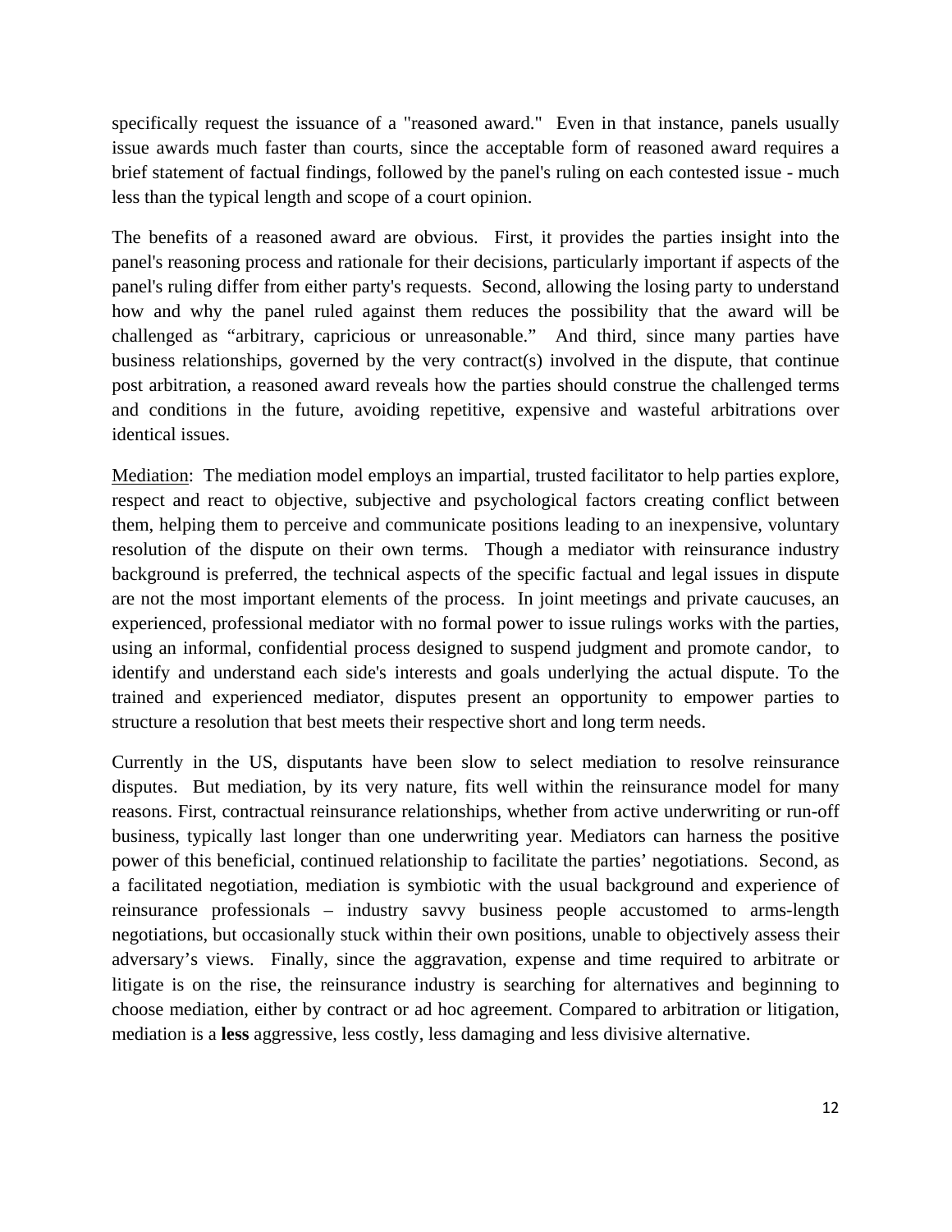specifically request the issuance of a "reasoned award." Even in that instance, panels usually issue awards much faster than courts, since the acceptable form of reasoned award requires a brief statement of factual findings, followed by the panel's ruling on each contested issue - much less than the typical length and scope of a court opinion.

The benefits of a reasoned award are obvious. First, it provides the parties insight into the panel's reasoning process and rationale for their decisions, particularly important if aspects of the panel's ruling differ from either party's requests. Second, allowing the losing party to understand how and why the panel ruled against them reduces the possibility that the award will be challenged as "arbitrary, capricious or unreasonable." And third, since many parties have business relationships, governed by the very contract(s) involved in the dispute, that continue post arbitration, a reasoned award reveals how the parties should construe the challenged terms and conditions in the future, avoiding repetitive, expensive and wasteful arbitrations over identical issues.

<u>Mediation</u>: The mediation model employs an impartial, trusted facilitator to help parties explore, respect and react to objective, subjective and psychological factors creating conflict between them, helping them to perceive and communicate positions leading to an inexpensive, voluntary resolution of the dispute on their own terms. Though a mediator with reinsurance industry background is preferred, the technical aspects of the specific factual and legal issues in dispute are not the most important elements of the process. In joint meetings and private caucuses, an experienced, professional mediator with no formal power to issue rulings works with the parties, using an informal, confidential process designed to suspend judgment and promote candor, to identify and understand each side's interests and goals underlying the actual dispute. To the trained and experienced mediator, disputes present an opportunity to empower parties to structure a resolution that best meets their respective short and long term needs.

Currently in the US, disputants have been slow to select mediation to resolve reinsurance disputes. But mediation, by its very nature, fits well within the reinsurance model for many reasons. First, contractual reinsurance relationships, whether from active underwriting or run-off business, typically last longer than one underwriting year. Mediators can harness the positive power of this beneficial, continued relationship to facilitate the parties' negotiations. Second, as a facilitated negotiation, mediation is symbiotic with the usual background and experience of reinsurance professionals – industry savvy business people accustomed to arms-length negotiations, but occasionally stuck within their own positions, unable to objectively assess their adversary's views. Finally, since the aggravation, expense and time required to arbitrate or litigate is on the rise, the reinsurance industry is searching for alternatives and beginning to choose mediation, either by contract or ad hoc agreement. Compared to arbitration or litigation, mediation is a **less** aggressive, less costly, less damaging and less divisive alternative.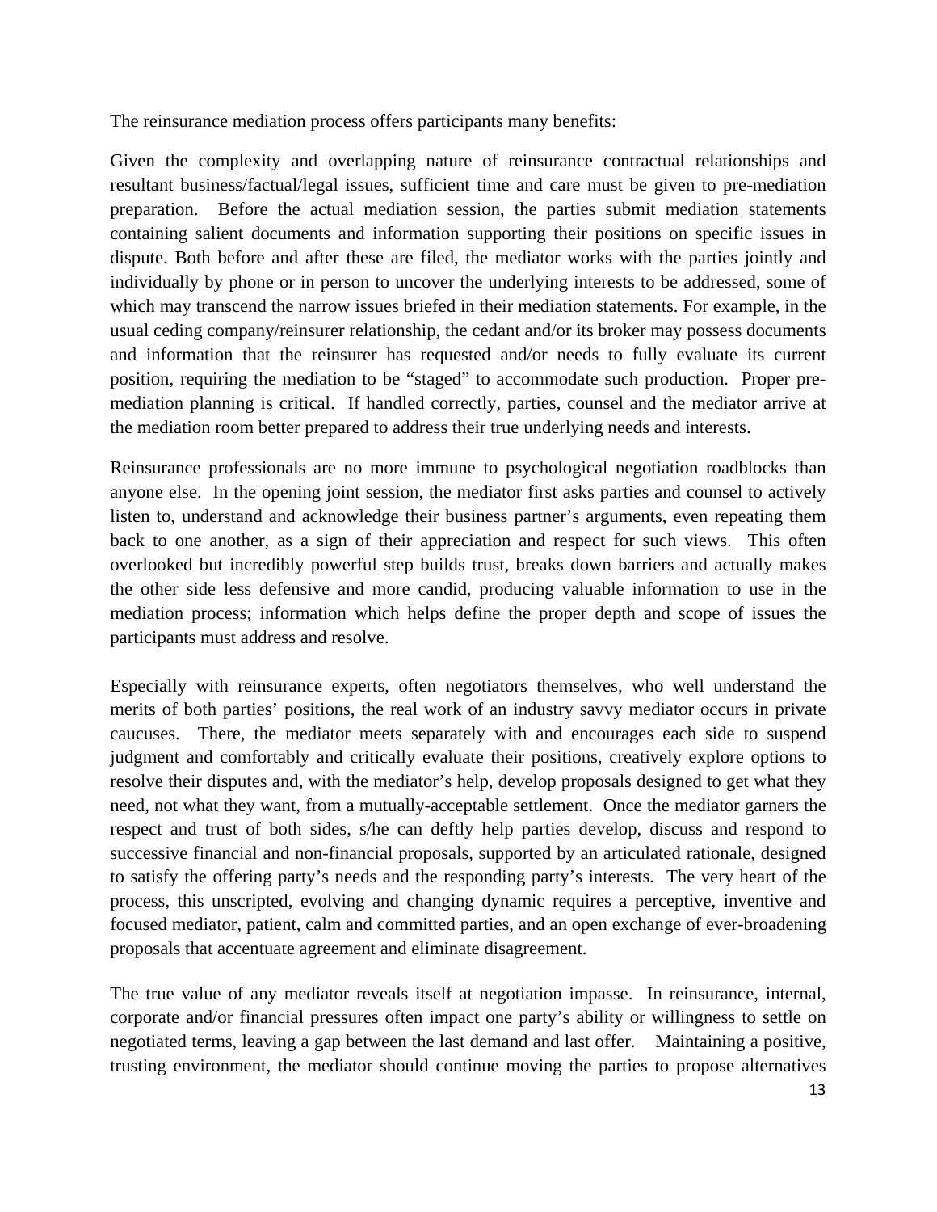The reinsurance mediation process offers participants many benefits:

Given the complexity and overlapping nature of reinsurance contractual relationships and resultant business/factual/legal issues, sufficient time and care must be given to pre-mediation preparation. Before the actual mediation session, the parties submit mediation statements containing salient documents and information supporting their positions on specific issues in dispute. Both before and after these are filed, the mediator works with the parties jointly and individually by phone or in person to uncover the underlying interests to be addressed, some of which may transcend the narrow issues briefed in their mediation statements. For example, in the usual ceding company/reinsurer relationship, the cedant and/or its broker may possess documents and information that the reinsurer has requested and/or needs to fully evaluate its current position, requiring the mediation to be "staged" to accommodate such production. Proper pre-mediation planning is critical. If handled correctly, parties, counsel and the mediator arrive at the mediation room better prepared to address their true underlying needs and interests.

Reinsurance professionals are no more immune to psychological negotiation roadblocks than anyone else. In the opening joint session, the mediator first asks parties and counsel to actively listen to, understand and acknowledge their business partner's arguments, even repeating them back to one another, as a sign of their appreciation and respect for such views. This often overlooked but incredibly powerful step builds trust, breaks down barriers and actually makes the other side less defensive and more candid, producing valuable information to use in the mediation process; information which helps define the proper depth and scope of issues the participants must address and resolve.

Especially with reinsurance experts, often negotiators themselves, who well understand the merits of both parties' positions, the real work of an industry savvy mediator occurs in private caucuses. There, the mediator meets separately with and encourages each side to suspend judgment and comfortably and critically evaluate their positions, creatively explore options to resolve their disputes and, with the mediator's help, develop proposals designed to get what they need, not what they want, from a mutually-acceptable settlement. Once the mediator garners the respect and trust of both sides, s/he can deftly help parties develop, discuss and respond to successive financial and non-financial proposals, supported by an articulated rationale, designed to satisfy the offering party's needs and the responding party's interests. The very heart of the process, this unscripted, evolving and changing dynamic requires a perceptive, inventive and focused mediator, patient, calm and committed parties, and an open exchange of ever-broadening proposals that accentuate agreement and eliminate disagreement.

The true value of any mediator reveals itself at negotiation impasse. In reinsurance, internal, corporate and/or financial pressures often impact one party's ability or willingness to settle on negotiated terms, leaving a gap between the last demand and last offer. Maintaining a positive, trusting environment, the mediator should continue moving the parties to propose alternatives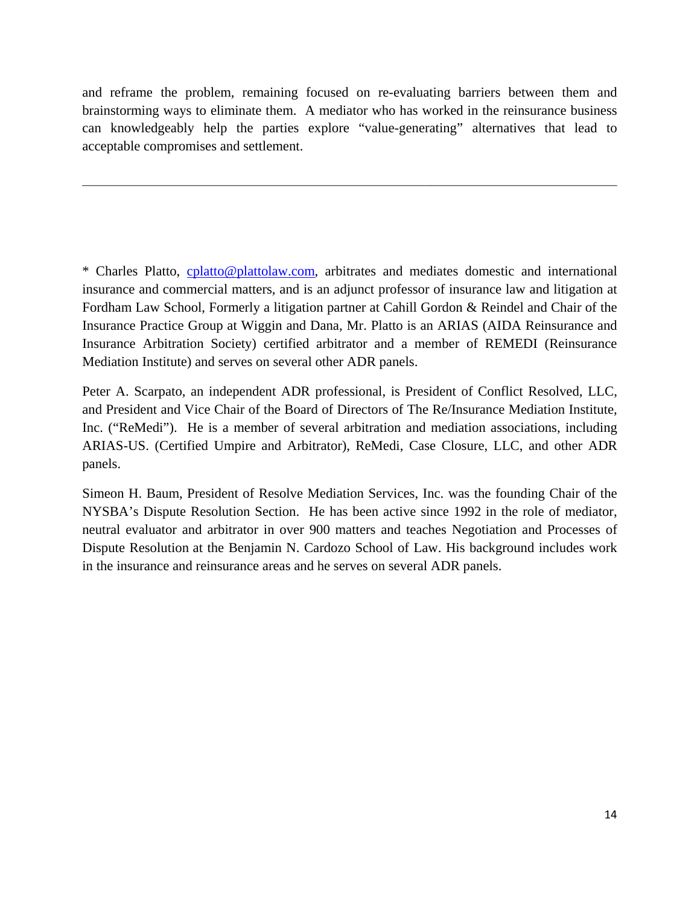and reframe the problem, remaining focused on re-evaluating barriers between them and brainstorming ways to eliminate them. A mediator who has worked in the reinsurance business can knowledgeably help the parties explore "value-generating" alternatives that lead to acceptable compromises and settlement.

---

* Charles Platto, cplatto@plattolaw.com, arbitrates and mediates domestic and international insurance and commercial matters, and is an adjunct professor of insurance law and litigation at Fordham Law School, Formerly a litigation partner at Cahill Gordon & Reindel and Chair of the Insurance Practice Group at Wiggin and Dana, Mr. Platto is an ARIAS (AIDA Reinsurance and Insurance Arbitration Society) certified arbitrator and a member of REMEDI (Reinsurance Mediation Institute) and serves on several other ADR panels.

Peter A. Scarpato, an independent ADR professional, is President of Conflict Resolved, LLC, and President and Vice Chair of the Board of Directors of The Re/Insurance Mediation Institute, Inc. ("ReMedi"). He is a member of several arbitration and mediation associations, including ARIAS-US. (Certified Umpire and Arbitrator), ReMedi, Case Closure, LLC, and other ADR panels.

Simeon H. Baum, President of Resolve Mediation Services, Inc. was the founding Chair of the NYSBA's Dispute Resolution Section. He has been active since 1992 in the role of mediator, neutral evaluator and arbitrator in over 900 matters and teaches Negotiation and Processes of Dispute Resolution at the Benjamin N. Cardozo School of Law. His background includes work in the insurance and reinsurance areas and he serves on several ADR panels.